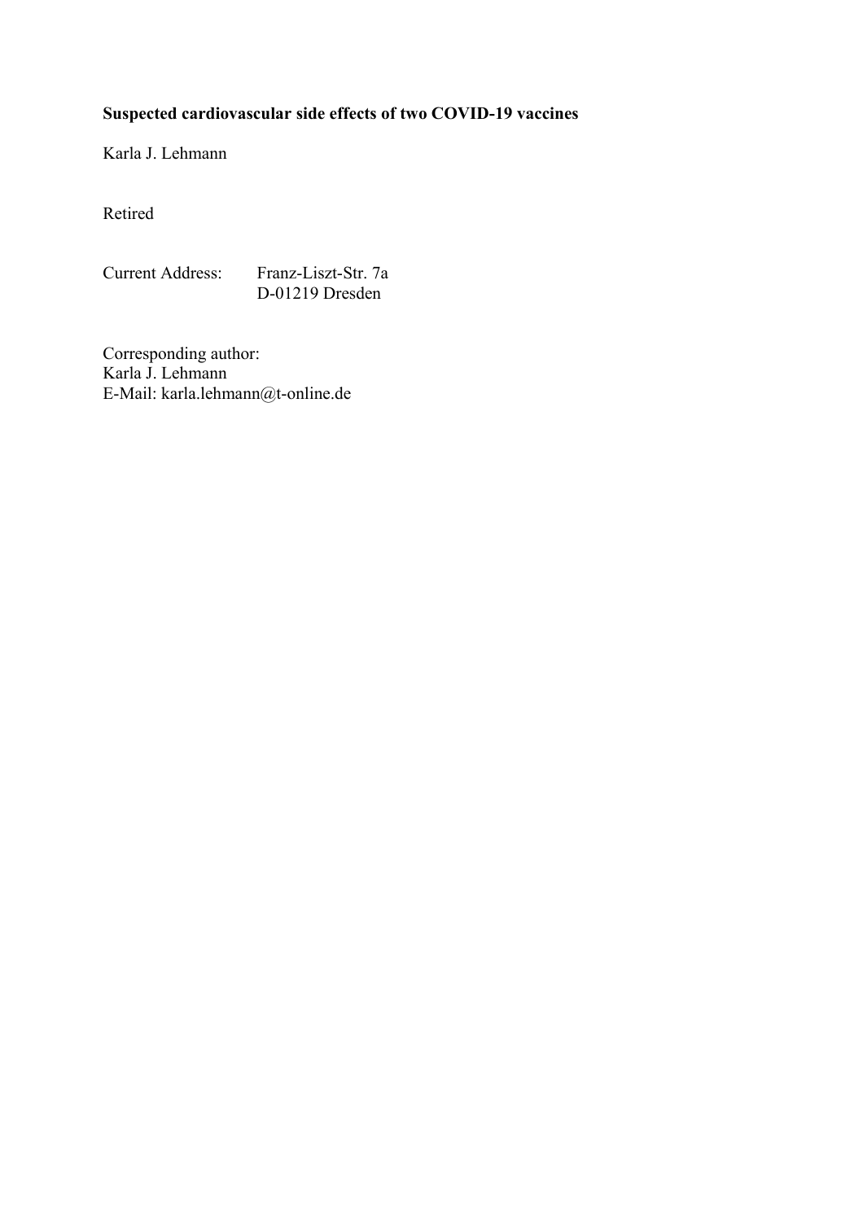# Suspected cardiovascular side effects of two COVID-19 vaccines

Karla J. Lehmann

Retired

Current Address: Franz-Liszt-Str. 7a
D-01219 Dresden

Corresponding author:
Karla J. Lehmann
E-Mail: karla.lehmann@t-online.de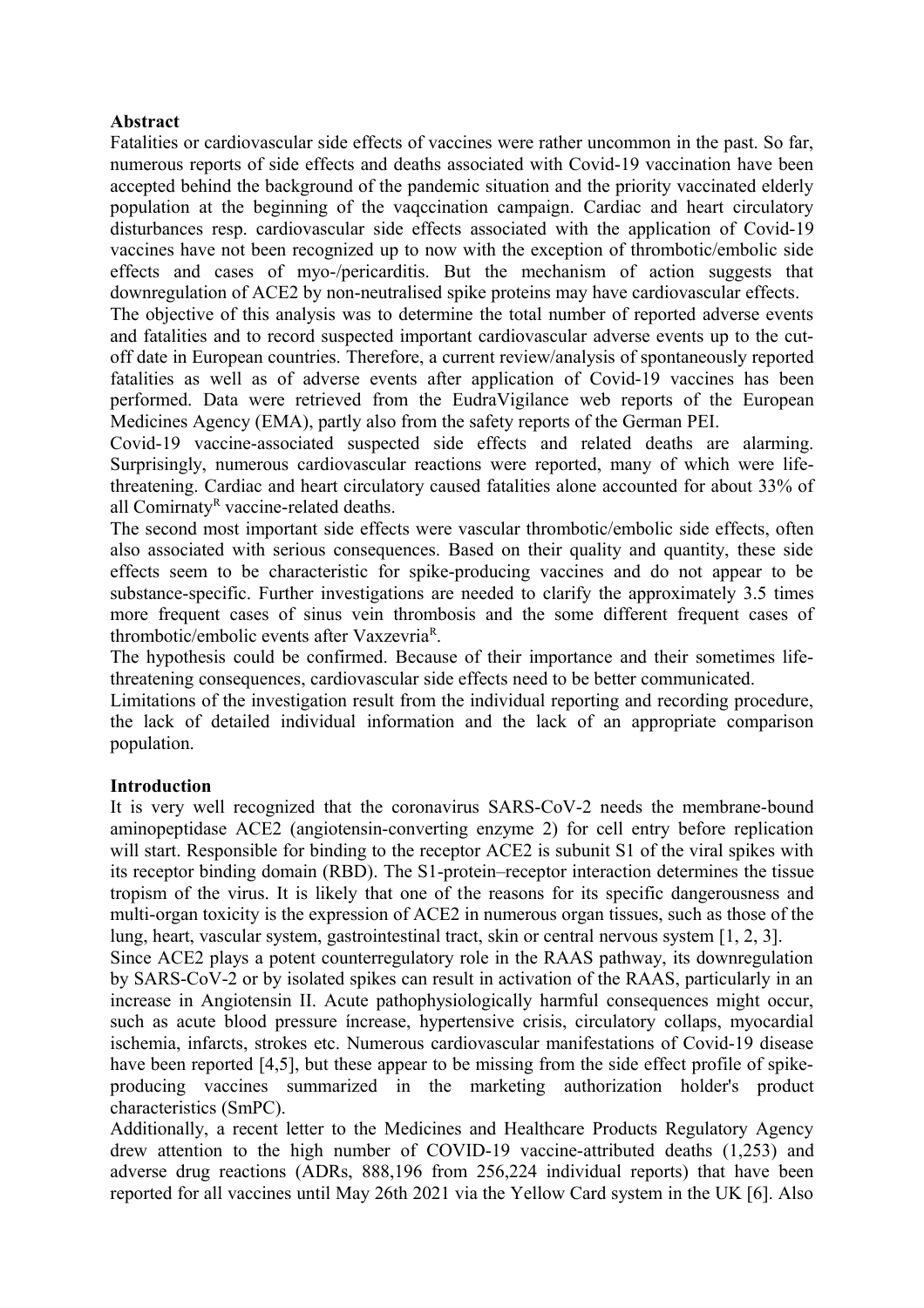**Abstract**

Fatalities or cardiovascular side effects of vaccines were rather uncommon in the past. So far, numerous reports of side effects and deaths associated with Covid-19 vaccination have been accepted behind the background of the pandemic situation and the priority vaccinated elderly population at the beginning of the vaqccination campaign. Cardiac and heart circulatory disturbances resp. cardiovascular side effects associated with the application of Covid-19 vaccines have not been recognized up to now with the exception of thrombotic/embolic side effects and cases of myo-/pericarditis. But the mechanism of action suggests that downregulation of ACE2 by non-neutralised spike proteins may have cardiovascular effects.

The objective of this analysis was to determine the total number of reported adverse events and fatalities and to record suspected important cardiovascular adverse events up to the cut-off date in European countries. Therefore, a current review/analysis of spontaneously reported fatalities as well as of adverse events after application of Covid-19 vaccines has been performed. Data were retrieved from the EudraVigilance web reports of the European Medicines Agency (EMA), partly also from the safety reports of the German PEI.

Covid-19 vaccine-associated suspected side effects and related deaths are alarming. Surprisingly, numerous cardiovascular reactions were reported, many of which were life-threatening. Cardiac and heart circulatory caused fatalities alone accounted for about 33% of all Comirnaty[R] vaccine-related deaths.

The second most important side effects were vascular thrombotic/embolic side effects, often also associated with serious consequences. Based on their quality and quantity, these side effects seem to be characteristic for spike-producing vaccines and do not appear to be substance-specific. Further investigations are needed to clarify the approximately 3.5 times more frequent cases of sinus vein thrombosis and the some different frequent cases of thrombotic/embolic events after Vaxzevria[R].

The hypothesis could be confirmed. Because of their importance and their sometimes life-threatening consequences, cardiovascular side effects need to be better communicated.

Limitations of the investigation result from the individual reporting and recording procedure, the lack of detailed individual information and the lack of an appropriate comparison population.

**Introduction**

It is very well recognized that the coronavirus SARS-CoV-2 needs the membrane-bound aminopeptidase ACE2 (angiotensin-converting enzyme 2) for cell entry before replication will start. Responsible for binding to the receptor ACE2 is subunit S1 of the viral spikes with its receptor binding domain (RBD). The S1-protein–receptor interaction determines the tissue tropism of the virus. It is likely that one of the reasons for its specific dangerousness and multi-organ toxicity is the expression of ACE2 in numerous organ tissues, such as those of the lung, heart, vascular system, gastrointestinal tract, skin or central nervous system [1, 2, 3].

Since ACE2 plays a potent counterregulatory role in the RAAS pathway, its downregulation by SARS-CoV-2 or by isolated spikes can result in activation of the RAAS, particularly in an increase in Angiotensin II. Acute pathophysiologically harmful consequences might occur, such as acute blood pressure íncrease, hypertensive crisis, circulatory collaps, myocardial ischemia, infarcts, strokes etc. Numerous cardiovascular manifestations of Covid-19 disease have been reported [4,5], but these appear to be missing from the side effect profile of spike-producing vaccines summarized in the marketing authorization holder's product characteristics (SmPC).

Additionally, a recent letter to the Medicines and Healthcare Products Regulatory Agency drew attention to the high number of COVID-19 vaccine-attributed deaths (1,253) and adverse drug reactions (ADRs, 888,196 from 256,224 individual reports) that have been reported for all vaccines until May 26th 2021 via the Yellow Card system in the UK [6]. Also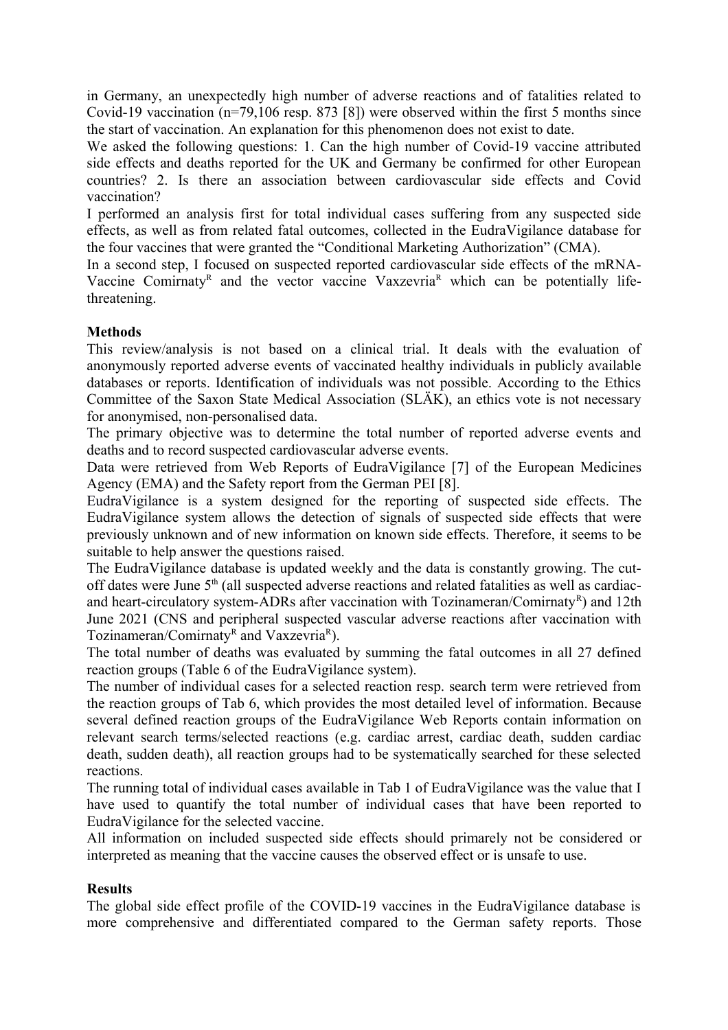in Germany, an unexpectedly high number of adverse reactions and of fatalities related to Covid-19 vaccination (n=79,106 resp. 873 [8]) were observed within the first 5 months since the start of vaccination. An explanation for this phenomenon does not exist to date.

We asked the following questions: 1. Can the high number of Covid-19 vaccine attributed side effects and deaths reported for the UK and Germany be confirmed for other European countries? 2. Is there an association between cardiovascular side effects and Covid vaccination?

I performed an analysis first for total individual cases suffering from any suspected side effects, as well as from related fatal outcomes, collected in the EudraVigilance database for the four vaccines that were granted the "Conditional Marketing Authorization" (CMA).

In a second step, I focused on suspected reported cardiovascular side effects of the mRNA-Vaccine Comirnaty[R] and the vector vaccine Vaxzevria[R] which can be potentially life-threatening.

**Methods**

This review/analysis is not based on a clinical trial. It deals with the evaluation of anonymously reported adverse events of vaccinated healthy individuals in publicly available databases or reports. Identification of individuals was not possible. According to the Ethics Committee of the Saxon State Medical Association (SLÄK), an ethics vote is not necessary for anonymised, non-personalised data.

The primary objective was to determine the total number of reported adverse events and deaths and to record suspected cardiovascular adverse events.

Data were retrieved from Web Reports of EudraVigilance [7] of the European Medicines Agency (EMA) and the Safety report from the German PEI [8].

EudraVigilance is a system designed for the reporting of suspected side effects. The EudraVigilance system allows the detection of signals of suspected side effects that were previously unknown and of new information on known side effects. Therefore, it seems to be suitable to help answer the questions raised.

The EudraVigilance database is updated weekly and the data is constantly growing. The cut-off dates were June 5[th] (all suspected adverse reactions and related fatalities as well as cardiac- and heart-circulatory system-ADRs after vaccination with Tozinameran/Comirnaty[R]) and 12th June 2021 (CNS and peripheral suspected vascular adverse reactions after vaccination with Tozinameran/Comirnaty[R] and Vaxzevria[R]).

The total number of deaths was evaluated by summing the fatal outcomes in all 27 defined reaction groups (Table 6 of the EudraVigilance system).

The number of individual cases for a selected reaction resp. search term were retrieved from the reaction groups of Tab 6, which provides the most detailed level of information. Because several defined reaction groups of the EudraVigilance Web Reports contain information on relevant search terms/selected reactions (e.g. cardiac arrest, cardiac death, sudden cardiac death, sudden death), all reaction groups had to be systematically searched for these selected reactions.

The running total of individual cases available in Tab 1 of EudraVigilance was the value that I have used to quantify the total number of individual cases that have been reported to EudraVigilance for the selected vaccine.

All information on included suspected side effects should primarely not be considered or interpreted as meaning that the vaccine causes the observed effect or is unsafe to use.

**Results**

The global side effect profile of the COVID-19 vaccines in the EudraVigilance database is more comprehensive and differentiated compared to the German safety reports. Those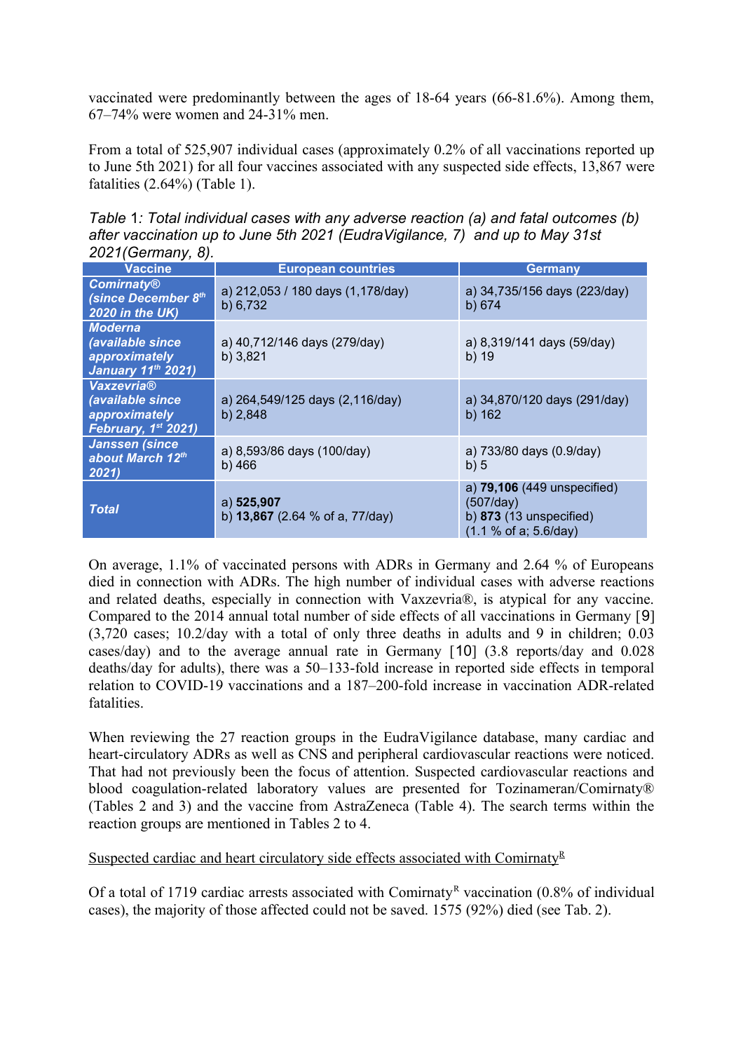vaccinated were predominantly between the ages of 18-64 years (66-81.6%). Among them, 67–74% were women and 24-31% men.

From a total of 525,907 individual cases (approximately 0.2% of all vaccinations reported up to June 5th 2021) for all four vaccines associated with any suspected side effects, 13,867 were fatalities (2.64%) (Table 1).

*Table 1: Total individual cases with any adverse reaction (a) and fatal outcomes (b) after vaccination up to June 5th 2021 (EudraVigilance, 7) and up to May 31st 2021(Germany, 8).*

| Vaccine | European countries | Germany |
|---|---|---|
| ***Comirnaty® (since December 8th 2020 in the UK)*** | a) 212,053 / 180 days (1,178/day)<br>b) 6,732 | a) 34,735/156 days (223/day)<br>b) 674 |
| ***Moderna (available since approximately January 11th 2021)*** | a) 40,712/146 days (279/day)<br>b) 3,821 | a) 8,319/141 days (59/day)<br>b) 19 |
| ***Vaxzevria® (available since approximately February, 1st 2021)*** | a) 264,549/125 days (2,116/day)<br>b) 2,848 | a) 34,870/120 days (291/day)<br>b) 162 |
| ***Janssen (since about March 12th 2021)*** | a) 8,593/86 days (100/day)<br>b) 466 | a) 733/80 days (0.9/day)<br>b) 5 |
| ***Total*** | a) **525,907**<br>b) **13,867** (2.64 % of a, 77/day) | a) **79,106** (449 unspecified) (507/day)<br>b) **873** (13 unspecified)<br>(1.1 % of a; 5.6/day) |

On average, 1.1% of vaccinated persons with ADRs in Germany and 2.64 % of Europeans died in connection with ADRs. The high number of individual cases with adverse reactions and related deaths, especially in connection with Vaxzevria®, is atypical for any vaccine. Compared to the 2014 annual total number of side effects of all vaccinations in Germany [9] (3,720 cases; 10.2/day with a total of only three deaths in adults and 9 in children; 0.03 cases/day) and to the average annual rate in Germany [10] (3.8 reports/day and 0.028 deaths/day for adults), there was a 50–133-fold increase in reported side effects in temporal relation to COVID-19 vaccinations and a 187–200-fold increase in vaccination ADR-related fatalities.

When reviewing the 27 reaction groups in the EudraVigilance database, many cardiac and heart-circulatory ADRs as well as CNS and peripheral cardiovascular reactions were noticed. That had not previously been the focus of attention. Suspected cardiovascular reactions and blood coagulation-related laboratory values are presented for Tozinameran/Comirnaty® (Tables 2 and 3) and the vaccine from AstraZeneca (Table 4). The search terms within the reaction groups are mentioned in Tables 2 to 4.

<u>Suspected cardiac and heart circulatory side effects associated with Comirnaty®</u>

Of a total of 1719 cardiac arrests associated with Comirnaty® vaccination (0.8% of individual cases), the majority of those affected could not be saved. 1575 (92%) died (see Tab. 2).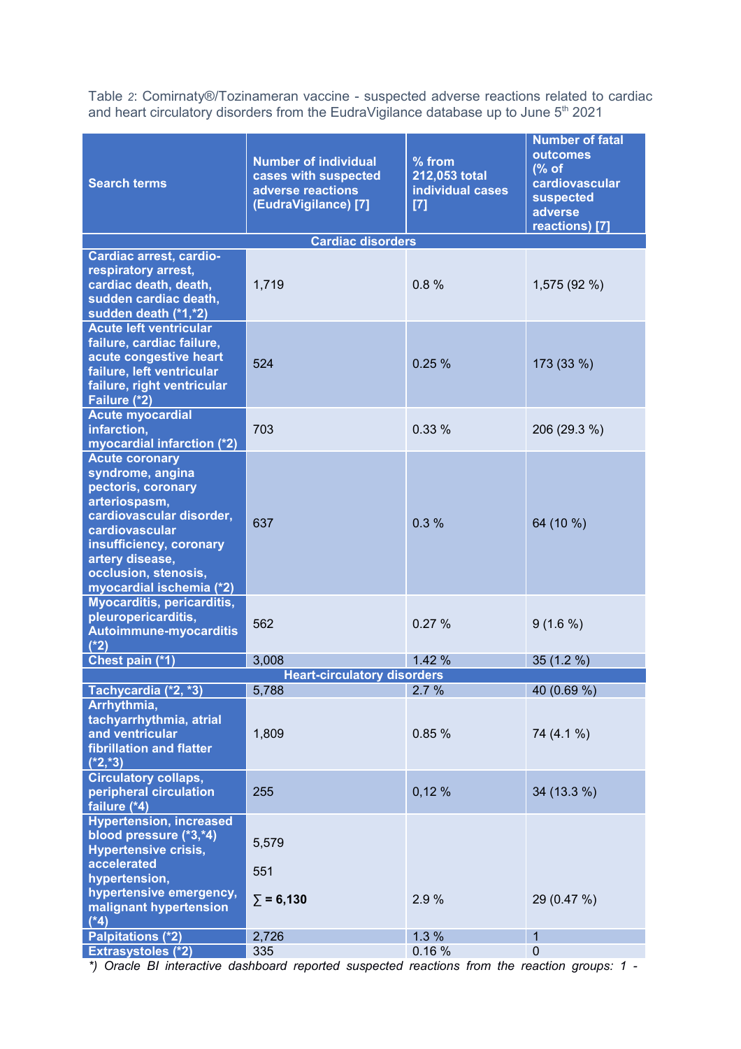Table 2: Comirnaty®/Tozinameran vaccine - suspected adverse reactions related to cardiac and heart circulatory disorders from the EudraVigilance database up to June 5th 2021

| Search terms | Number of individual cases with suspected adverse reactions (EudraVigilance) [7] | % from 212,053 total individual cases [7] | Number of fatal outcomes (% of cardiovascular suspected adverse reactions) [7] |
|---|---|---|---|
| **Cardiac disorders** | | | |
| Cardiac arrest, cardio-respiratory arrest, cardiac death, death, sudden cardiac death, sudden death (*1,*2) | 1,719 | 0.8 % | 1,575 (92 %) |
| Acute left ventricular failure, cardiac failure, acute congestive heart failure, left ventricular failure, right ventricular Failure (*2) | 524 | 0.25 % | 173 (33 %) |
| Acute myocardial infarction, myocardial infarction (*2) | 703 | 0.33 % | 206 (29.3 %) |
| Acute coronary syndrome, angina pectoris, coronary arteriospasm, cardiovascular disorder, cardiovascular insufficiency, coronary artery disease, occlusion, stenosis, myocardial ischemia (*2) | 637 | 0.3 % | 64 (10 %) |
| Myocarditis, pericarditis, pleuropericarditis, Autoimmune-myocarditis (*2) | 562 | 0.27 % | 9 (1.6 %) |
| Chest pain (*1) | 3,008 | 1.42 % | 35 (1.2 %) |
| **Heart-circulatory disorders** | | | |
| Tachycardia (*2, *3) | 5,788 | 2.7 % | 40 (0.69 %) |
| Arrhythmia, tachyarrhythmia, atrial and ventricular fibrillation and flatter (*2,*3) | 1,809 | 0.85 % | 74 (4.1 %) |
| Circulatory collaps, peripheral circulation failure (*4) | 255 | 0,12 % | 34 (13.3 %) |
| Hypertension, increased blood pressure (*3,*4) Hypertensive crisis, accelerated hypertension, hypertensive emergency, malignant hypertension (*4) | 5,579<br>551<br>**∑ = 6,130** | 2.9 % | 29 (0.47 %) |
| Palpitations (*2) | 2,726 | 1.3 % | 1 |
| Extrasystoles (*2) | 335 | 0.16 % | 0 |

*) Oracle BI interactive dashboard reported suspected reactions from the reaction groups: 1 -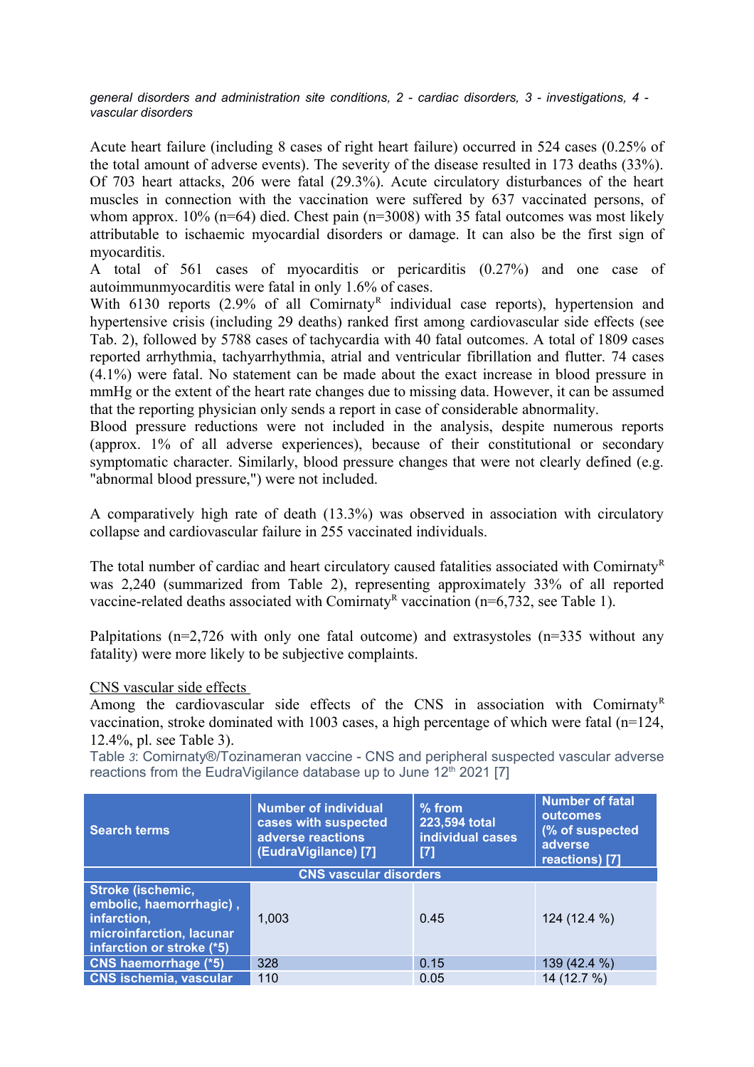*general disorders and administration site conditions, 2 - cardiac disorders, 3 - investigations, 4 - vascular disorders*

Acute heart failure (including 8 cases of right heart failure) occurred in 524 cases (0.25% of the total amount of adverse events). The severity of the disease resulted in 173 deaths (33%). Of 703 heart attacks, 206 were fatal (29.3%). Acute circulatory disturbances of the heart muscles in connection with the vaccination were suffered by 637 vaccinated persons, of whom approx. 10% (n=64) died. Chest pain (n=3008) with 35 fatal outcomes was most likely attributable to ischaemic myocardial disorders or damage. It can also be the first sign of myocarditis.

A total of 561 cases of myocarditis or pericarditis (0.27%) and one case of autoimmunmyocarditis were fatal in only 1.6% of cases.

With 6130 reports (2.9% of all Comirnaty[R] individual case reports), hypertension and hypertensive crisis (including 29 deaths) ranked first among cardiovascular side effects (see Tab. 2), followed by 5788 cases of tachycardia with 40 fatal outcomes. A total of 1809 cases reported arrhythmia, tachyarrhythmia, atrial and ventricular fibrillation and flutter. 74 cases (4.1%) were fatal. No statement can be made about the exact increase in blood pressure in mmHg or the extent of the heart rate changes due to missing data. However, it can be assumed that the reporting physician only sends a report in case of considerable abnormality.

Blood pressure reductions were not included in the analysis, despite numerous reports (approx. 1% of all adverse experiences), because of their constitutional or secondary symptomatic character. Similarly, blood pressure changes that were not clearly defined (e.g. "abnormal blood pressure,") were not included.

A comparatively high rate of death (13.3%) was observed in association with circulatory collapse and cardiovascular failure in 255 vaccinated individuals.

The total number of cardiac and heart circulatory caused fatalities associated with Comirnaty[R] was 2,240 (summarized from Table 2), representing approximately 33% of all reported vaccine-related deaths associated with Comirnaty[R] vaccination (n=6,732, see Table 1).

Palpitations (n=2,726 with only one fatal outcome) and extrasystoles (n=335 without any fatality) were more likely to be subjective complaints.

CNS vascular side effects

Among the cardiovascular side effects of the CNS in association with Comirnaty[R] vaccination, stroke dominated with 1003 cases, a high percentage of which were fatal (n=124, 12.4%, pl. see Table 3).

Table 3: Comirnaty®/Tozinameran vaccine - CNS and peripheral suspected vascular adverse reactions from the EudraVigilance database up to June 12th 2021 [7]

| Search terms | Number of individual cases with suspected adverse reactions (EudraVigilance) [7] | % from 223,594 total individual cases [7] | Number of fatal outcomes (% of suspected adverse reactions) [7] |
|---|---|---|---|
| **CNS vascular disorders** | | | |
| Stroke (ischemic, embolic, haemorrhagic) , infarction, microinfarction, lacunar infarction or stroke (*5) | 1,003 | 0.45 | 124 (12.4 %) |
| CNS haemorrhage (*5) | 328 | 0.15 | 139 (42.4 %) |
| CNS ischemia, vascular | 110 | 0.05 | 14 (12.7 %) |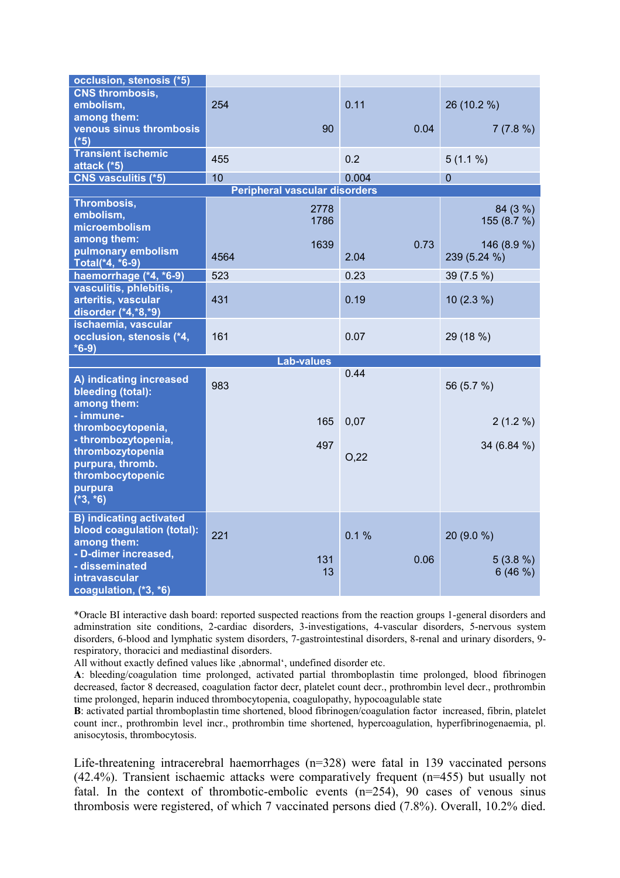| | | | |
|---|---|---|---|
| occlusion, stenosis (*5) | | | |
| CNS thrombosis, embolism, among them: venous sinus thrombosis (*5) | 254<br>90 | 0.11<br>0.04 | 26 (10.2 %)<br>7 (7.8 %) |
| Transient ischemic attack (*5) | 455 | 0.2 | 5 (1.1 %) |
| CNS vasculitis (*5) | 10 | 0.004 | 0 |
| **Peripheral vascular disorders** | | | |
| Thrombosis, embolism, microembolism among them: pulmonary embolism Total(*4, *6-9) | 2778<br>1786<br>1639<br>4564 | 0.73<br>2.04 | 84 (3 %)<br>155 (8.7 %)<br>146 (8.9 %)<br>239 (5.24 %) |
| haemorrhage (*4, *6-9) | 523 | 0.23 | 39 (7.5 %) |
| vasculitis, phlebitis, arteritis, vascular disorder (*4,*8,*9) | 431 | 0.19 | 10 (2.3 %) |
| ischaemia, vascular occlusion, stenosis (*4, *6-9) | 161 | 0.07 | 29 (18 %) |
| **Lab-values** | | | |
| A) indicating increased bleeding (total): among them: - immune-thrombocytopenia, - thrombozytopenia, thrombozytopenia purpura, thromb. thrombocytopenic purpura (*3, *6) | 983<br>165<br>497 | 0.44<br>0,07<br>O,22 | 56 (5.7 %)<br>2 (1.2 %)<br>34 (6.84 %) |
| B) indicating activated blood coagulation (total): among them: - D-dimer increased, - disseminated intravascular coagulation, (*3, *6) | 221<br>131<br>13 | 0.1 %<br>0.06 | 20 (9.0 %)<br>5 (3.8 %)<br>6 (46 %) |

*Oracle BI interactive dash board: reported suspected reactions from the reaction groups 1-general disorders and adminstration site conditions, 2-cardiac disorders, 3-investigations, 4-vascular disorders, 5-nervous system disorders, 6-blood and lymphatic system disorders, 7-gastrointestinal disorders, 8-renal and urinary disorders, 9-respiratory, thoracici and mediastinal disorders.

All without exactly defined values like ‚abnormal', undefined disorder etc.

**A**: bleeding/coagulation time prolonged, activated partial thromboplastin time prolonged, blood fibrinogen decreased, factor 8 decreased, coagulation factor decr, platelet count decr., prothrombin level decr., prothrombin time prolonged, heparin induced thrombocytopenia, coagulopathy, hypocoagulable state

**B**: activated partial thromboplastin time shortened, blood fibrinogen/coagulation factor increased, fibrin, platelet count incr., prothrombin level incr., prothrombin time shortened, hypercoagulation, hyperfibrinogenaemia, pl. anisocytosis, thrombocytosis.

Life-threatening intracerebral haemorrhages (n=328) were fatal in 139 vaccinated persons (42.4%). Transient ischaemic attacks were comparatively frequent (n=455) but usually not fatal. In the context of thrombotic-embolic events (n=254), 90 cases of venous sinus thrombosis were registered, of which 7 vaccinated persons died (7.8%). Overall, 10.2% died.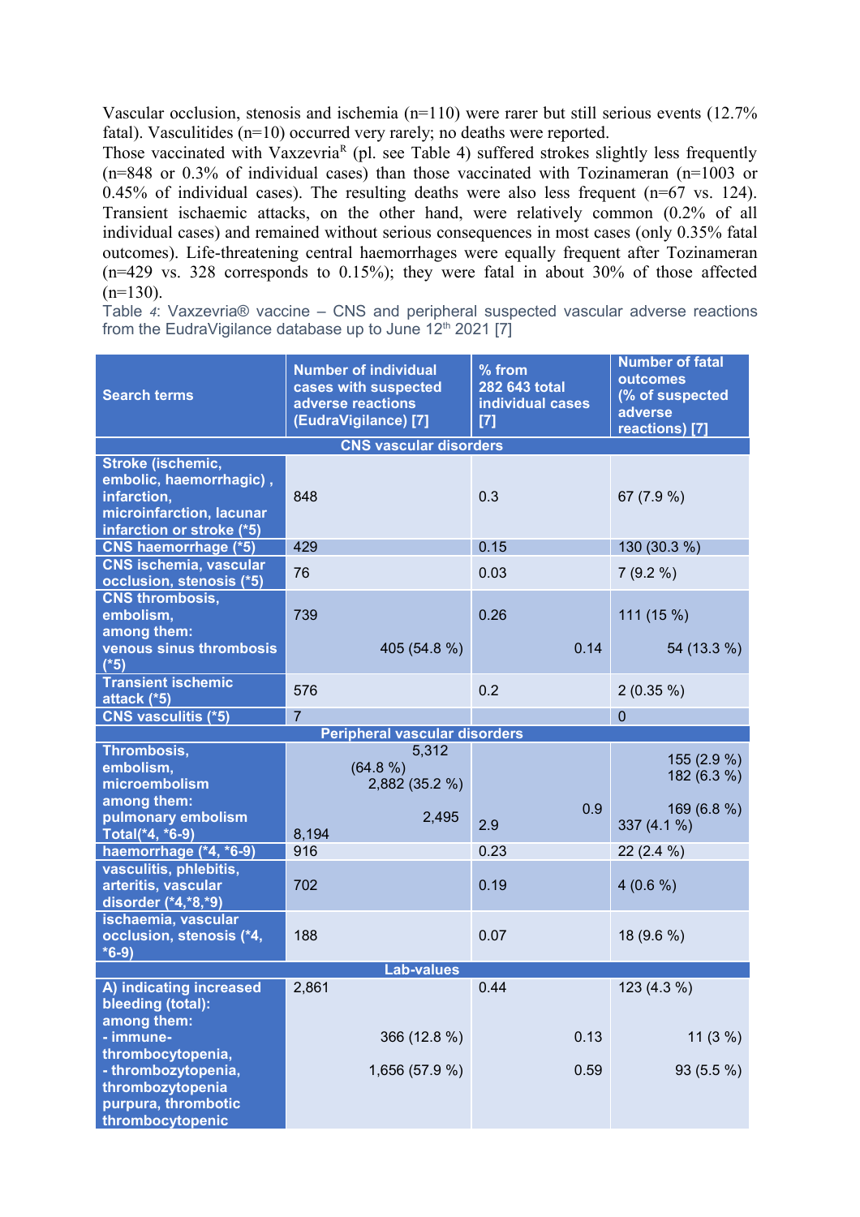Vascular occlusion, stenosis and ischemia (n=110) were rarer but still serious events (12.7% fatal). Vasculitides (n=10) occurred very rarely; no deaths were reported.
Those vaccinated with Vaxzevria[R] (pl. see Table 4) suffered strokes slightly less frequently (n=848 or 0.3% of individual cases) than those vaccinated with Tozinameran (n=1003 or 0.45% of individual cases). The resulting deaths were also less frequent (n=67 vs. 124). Transient ischaemic attacks, on the other hand, were relatively common (0.2% of all individual cases) and remained without serious consequences in most cases (only 0.35% fatal outcomes). Life-threatening central haemorrhages were equally frequent after Tozinameran (n=429 vs. 328 corresponds to 0.15%); they were fatal in about 30% of those affected (n=130).

Table 4: Vaxzevria® vaccine – CNS and peripheral suspected vascular adverse reactions from the EudraVigilance database up to June 12th 2021 [7]

| Search terms | Number of individual cases with suspected adverse reactions (EudraVigilance) [7] | % from 282 643 total individual cases [7] | Number of fatal outcomes (% of suspected adverse reactions) [7] |
|---|---|---|---|
| **CNS vascular disorders** | | | |
| Stroke (ischemic, embolic, haemorrhagic) , infarction, microinfarction, lacunar infarction or stroke (*5) | 848 | 0.3 | 67 (7.9 %) |
| CNS haemorrhage (*5) | 429 | 0.15 | 130 (30.3 %) |
| CNS ischemia, vascular occlusion, stenosis (*5) | 76 | 0.03 | 7 (9.2 %) |
| CNS thrombosis, embolism, among them: venous sinus thrombosis (*5) | 739<br>405 (54.8 %) | 0.26<br>0.14 | 111 (15 %)<br>54 (13.3 %) |
| Transient ischemic attack (*5) | 576 | 0.2 | 2 (0.35 %) |
| CNS vasculitis (*5) | 7 | | 0 |
| **Peripheral vascular disorders** | | | |
| Thrombosis, embolism, microembolism among them: pulmonary embolism Total(*4, *6-9) | 5,312 (64.8 %)<br>2,882 (35.2 %)<br>2,495<br>8,194 | 0.9<br>2.9 | 155 (2.9 %)<br>182 (6.3 %)<br>169 (6.8 %)<br>337 (4.1 %) |
| haemorrhage (*4, *6-9) | 916 | 0.23 | 22 (2.4 %) |
| vasculitis, phlebitis, arteritis, vascular disorder (*4,*8,*9) | 702 | 0.19 | 4 (0.6 %) |
| ischaemia, vascular occlusion, stenosis (*4, *6-9) | 188 | 0.07 | 18 (9.6 %) |
| **Lab-values** | | | |
| A) indicating increased bleeding (total): among them: - immune-thrombocytopenia, - thrombozytopenia, thrombozytopenia purpura, thrombotic thrombocytopenic | 2,861<br>366 (12.8 %)<br>1,656 (57.9 %) | 0.44<br>0.13<br>0.59 | 123 (4.3 %)<br>11 (3 %)<br>93 (5.5 %) |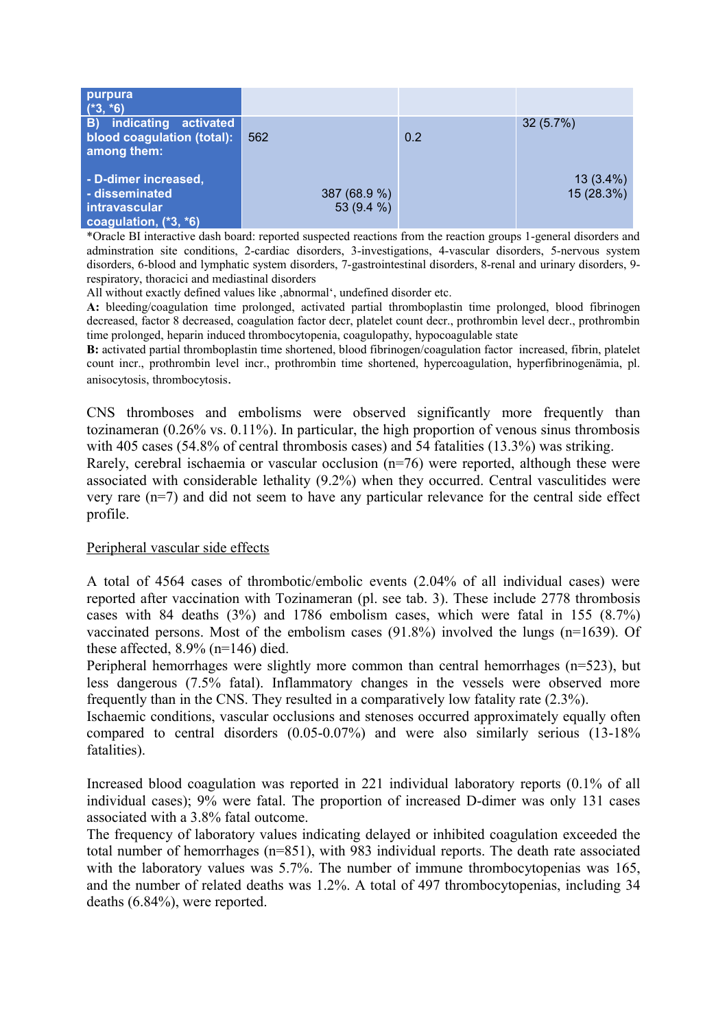| | | | |
|---|---|---|---|
| purpura (*3, *6) | | | |
| B) indicating activated blood coagulation (total): among them: | 562 | 0.2 | 32 (5.7%) |
| - D-dimer increased, - disseminated intravascular coagulation, (*3, *6) | 387 (68.9 %) 53 (9.4 %) | | 13 (3.4%) 15 (28.3%) |

*Oracle BI interactive dash board: reported suspected reactions from the reaction groups 1-general disorders and adminstration site conditions, 2-cardiac disorders, 3-investigations, 4-vascular disorders, 5-nervous system disorders, 6-blood and lymphatic system disorders, 7-gastrointestinal disorders, 8-renal and urinary disorders, 9-respiratory, thoracici and mediastinal disorders

All without exactly defined values like ‚abnormal', undefined disorder etc.

**A:** bleeding/coagulation time prolonged, activated partial thromboplastin time prolonged, blood fibrinogen decreased, factor 8 decreased, coagulation factor decr, platelet count decr., prothrombin level decr., prothrombin time prolonged, heparin induced thrombocytopenia, coagulopathy, hypocoagulable state

**B:** activated partial thromboplastin time shortened, blood fibrinogen/coagulation factor increased, fibrin, platelet count incr., prothrombin level incr., prothrombin time shortened, hypercoagulation, hyperfibrinogenämia, pl. anisocytosis, thrombocytosis.

CNS thromboses and embolisms were observed significantly more frequently than tozinameran (0.26% vs. 0.11%). In particular, the high proportion of venous sinus thrombosis with 405 cases (54.8% of central thrombosis cases) and 54 fatalities (13.3%) was striking.
Rarely, cerebral ischaemia or vascular occlusion (n=76) were reported, although these were associated with considerable lethality (9.2%) when they occurred. Central vasculitides were very rare (n=7) and did not seem to have any particular relevance for the central side effect profile.

<u>Peripheral vascular side effects</u>

A total of 4564 cases of thrombotic/embolic events (2.04% of all individual cases) were reported after vaccination with Tozinameran (pl. see tab. 3). These include 2778 thrombosis cases with 84 deaths (3%) and 1786 embolism cases, which were fatal in 155 (8.7%) vaccinated persons. Most of the embolism cases (91.8%) involved the lungs (n=1639). Of these affected, 8.9% (n=146) died.
Peripheral hemorrhages were slightly more common than central hemorrhages (n=523), but less dangerous (7.5% fatal). Inflammatory changes in the vessels were observed more frequently than in the CNS. They resulted in a comparatively low fatality rate (2.3%).
Ischaemic conditions, vascular occlusions and stenoses occurred approximately equally often compared to central disorders (0.05-0.07%) and were also similarly serious (13-18% fatalities).

Increased blood coagulation was reported in 221 individual laboratory reports (0.1% of all individual cases); 9% were fatal. The proportion of increased D-dimer was only 131 cases associated with a 3.8% fatal outcome.
The frequency of laboratory values indicating delayed or inhibited coagulation exceeded the total number of hemorrhages (n=851), with 983 individual reports. The death rate associated with the laboratory values was 5.7%. The number of immune thrombocytopenias was 165, and the number of related deaths was 1.2%. A total of 497 thrombocytopenias, including 34 deaths (6.84%), were reported.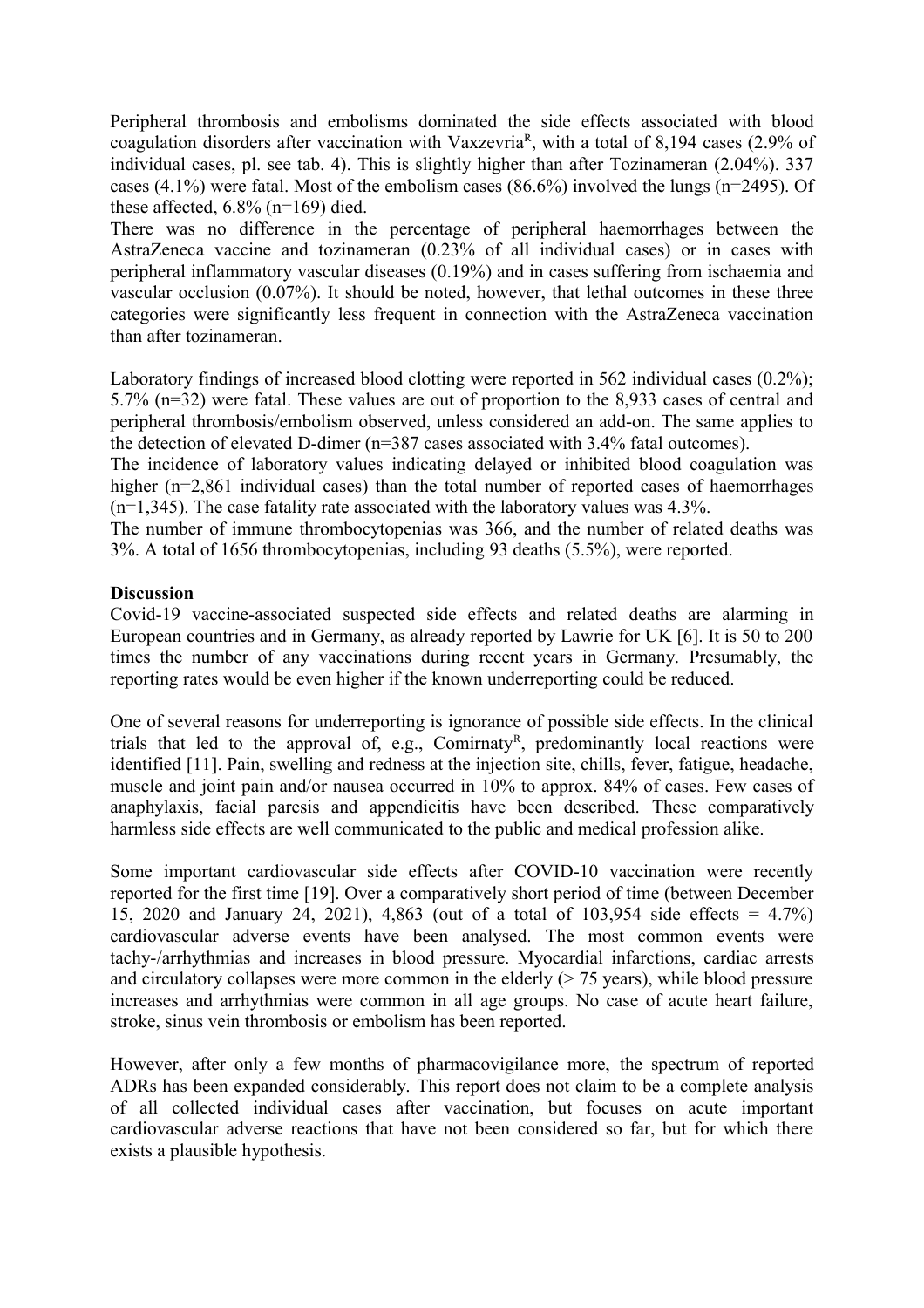Peripheral thrombosis and embolisms dominated the side effects associated with blood coagulation disorders after vaccination with Vaxzevria[R], with a total of 8,194 cases (2.9% of individual cases, pl. see tab. 4). This is slightly higher than after Tozinameran (2.04%). 337 cases (4.1%) were fatal. Most of the embolism cases (86.6%) involved the lungs (n=2495). Of these affected, 6.8% (n=169) died.

There was no difference in the percentage of peripheral haemorrhages between the AstraZeneca vaccine and tozinameran (0.23% of all individual cases) or in cases with peripheral inflammatory vascular diseases (0.19%) and in cases suffering from ischaemia and vascular occlusion (0.07%). It should be noted, however, that lethal outcomes in these three categories were significantly less frequent in connection with the AstraZeneca vaccination than after tozinameran.

Laboratory findings of increased blood clotting were reported in 562 individual cases (0.2%); 5.7% (n=32) were fatal. These values are out of proportion to the 8,933 cases of central and peripheral thrombosis/embolism observed, unless considered an add-on. The same applies to the detection of elevated D-dimer (n=387 cases associated with 3.4% fatal outcomes).

The incidence of laboratory values indicating delayed or inhibited blood coagulation was higher (n=2,861 individual cases) than the total number of reported cases of haemorrhages (n=1,345). The case fatality rate associated with the laboratory values was 4.3%.

The number of immune thrombocytopenias was 366, and the number of related deaths was 3%. A total of 1656 thrombocytopenias, including 93 deaths (5.5%), were reported.

**Discussion**

Covid-19 vaccine-associated suspected side effects and related deaths are alarming in European countries and in Germany, as already reported by Lawrie for UK [6]. It is 50 to 200 times the number of any vaccinations during recent years in Germany. Presumably, the reporting rates would be even higher if the known underreporting could be reduced.

One of several reasons for underreporting is ignorance of possible side effects. In the clinical trials that led to the approval of, e.g., Comirnaty[R], predominantly local reactions were identified [11]. Pain, swelling and redness at the injection site, chills, fever, fatigue, headache, muscle and joint pain and/or nausea occurred in 10% to approx. 84% of cases. Few cases of anaphylaxis, facial paresis and appendicitis have been described. These comparatively harmless side effects are well communicated to the public and medical profession alike.

Some important cardiovascular side effects after COVID-10 vaccination were recently reported for the first time [19]. Over a comparatively short period of time (between December 15, 2020 and January 24, 2021), 4,863 (out of a total of 103,954 side effects = 4.7%) cardiovascular adverse events have been analysed. The most common events were tachy-/arrhythmias and increases in blood pressure. Myocardial infarctions, cardiac arrests and circulatory collapses were more common in the elderly (> 75 years), while blood pressure increases and arrhythmias were common in all age groups. No case of acute heart failure, stroke, sinus vein thrombosis or embolism has been reported.

However, after only a few months of pharmacovigilance more, the spectrum of reported ADRs has been expanded considerably. This report does not claim to be a complete analysis of all collected individual cases after vaccination, but focuses on acute important cardiovascular adverse reactions that have not been considered so far, but for which there exists a plausible hypothesis.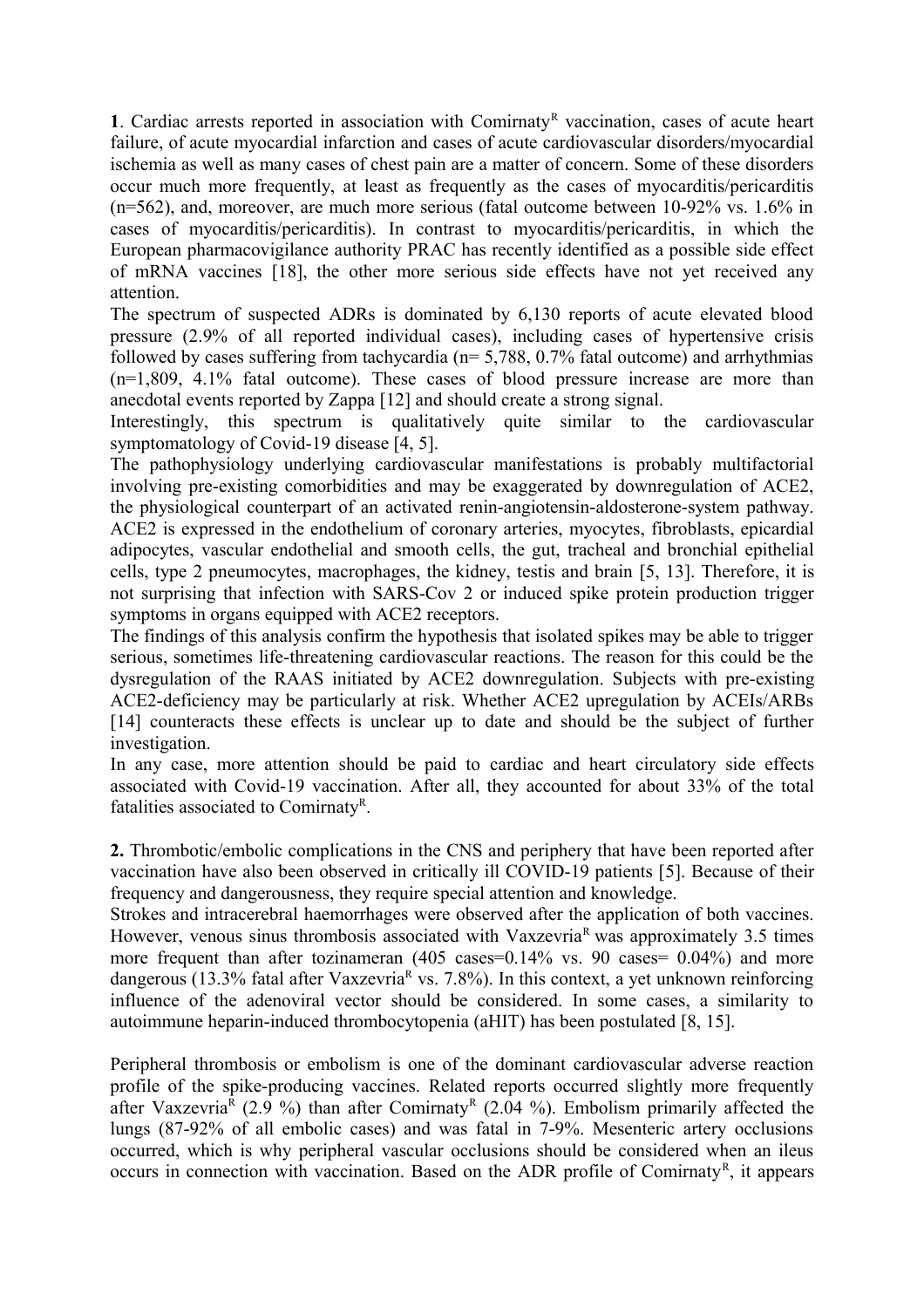**1**. Cardiac arrests reported in association with Comirnaty[R] vaccination, cases of acute heart failure, of acute myocardial infarction and cases of acute cardiovascular disorders/myocardial ischemia as well as many cases of chest pain are a matter of concern. Some of these disorders occur much more frequently, at least as frequently as the cases of myocarditis/pericarditis (n=562), and, moreover, are much more serious (fatal outcome between 10-92% vs. 1.6% in cases of myocarditis/pericarditis). In contrast to myocarditis/pericarditis, in which the European pharmacovigilance authority PRAC has recently identified as a possible side effect of mRNA vaccines [18], the other more serious side effects have not yet received any attention.

The spectrum of suspected ADRs is dominated by 6,130 reports of acute elevated blood pressure (2.9% of all reported individual cases), including cases of hypertensive crisis followed by cases suffering from tachycardia (n= 5,788, 0.7% fatal outcome) and arrhythmias (n=1,809, 4.1% fatal outcome). These cases of blood pressure increase are more than anecdotal events reported by Zappa [12] and should create a strong signal.

Interestingly, this spectrum is qualitatively quite similar to the cardiovascular symptomatology of Covid-19 disease [4, 5].

The pathophysiology underlying cardiovascular manifestations is probably multifactorial involving pre-existing comorbidities and may be exaggerated by downregulation of ACE2, the physiological counterpart of an activated renin-angiotensin-aldosterone-system pathway. ACE2 is expressed in the endothelium of coronary arteries, myocytes, fibroblasts, epicardial adipocytes, vascular endothelial and smooth cells, the gut, tracheal and bronchial epithelial cells, type 2 pneumocytes, macrophages, the kidney, testis and brain [5, 13]. Therefore, it is not surprising that infection with SARS-Cov 2 or induced spike protein production trigger symptoms in organs equipped with ACE2 receptors.

The findings of this analysis confirm the hypothesis that isolated spikes may be able to trigger serious, sometimes life-threatening cardiovascular reactions. The reason for this could be the dysregulation of the RAAS initiated by ACE2 downregulation. Subjects with pre-existing ACE2-deficiency may be particularly at risk. Whether ACE2 upregulation by ACEIs/ARBs [14] counteracts these effects is unclear up to date and should be the subject of further investigation.

In any case, more attention should be paid to cardiac and heart circulatory side effects associated with Covid-19 vaccination. After all, they accounted for about 33% of the total fatalities associated to Comirnaty[R].

**2.** Thrombotic/embolic complications in the CNS and periphery that have been reported after vaccination have also been observed in critically ill COVID-19 patients [5]. Because of their frequency and dangerousness, they require special attention and knowledge.

Strokes and intracerebral haemorrhages were observed after the application of both vaccines. However, venous sinus thrombosis associated with Vaxzevria[R] was approximately 3.5 times more frequent than after tozinameran (405 cases=0.14% vs. 90 cases= 0.04%) and more dangerous (13.3% fatal after Vaxzevria[R] vs. 7.8%). In this context, a yet unknown reinforcing influence of the adenoviral vector should be considered. In some cases, a similarity to autoimmune heparin-induced thrombocytopenia (aHIT) has been postulated [8, 15].

Peripheral thrombosis or embolism is one of the dominant cardiovascular adverse reaction profile of the spike-producing vaccines. Related reports occurred slightly more frequently after Vaxzevria[R] (2.9 %) than after Comirnaty[R] (2.04 %). Embolism primarily affected the lungs (87-92% of all embolic cases) and was fatal in 7-9%. Mesenteric artery occlusions occurred, which is why peripheral vascular occlusions should be considered when an ileus occurs in connection with vaccination. Based on the ADR profile of Comirnaty[R], it appears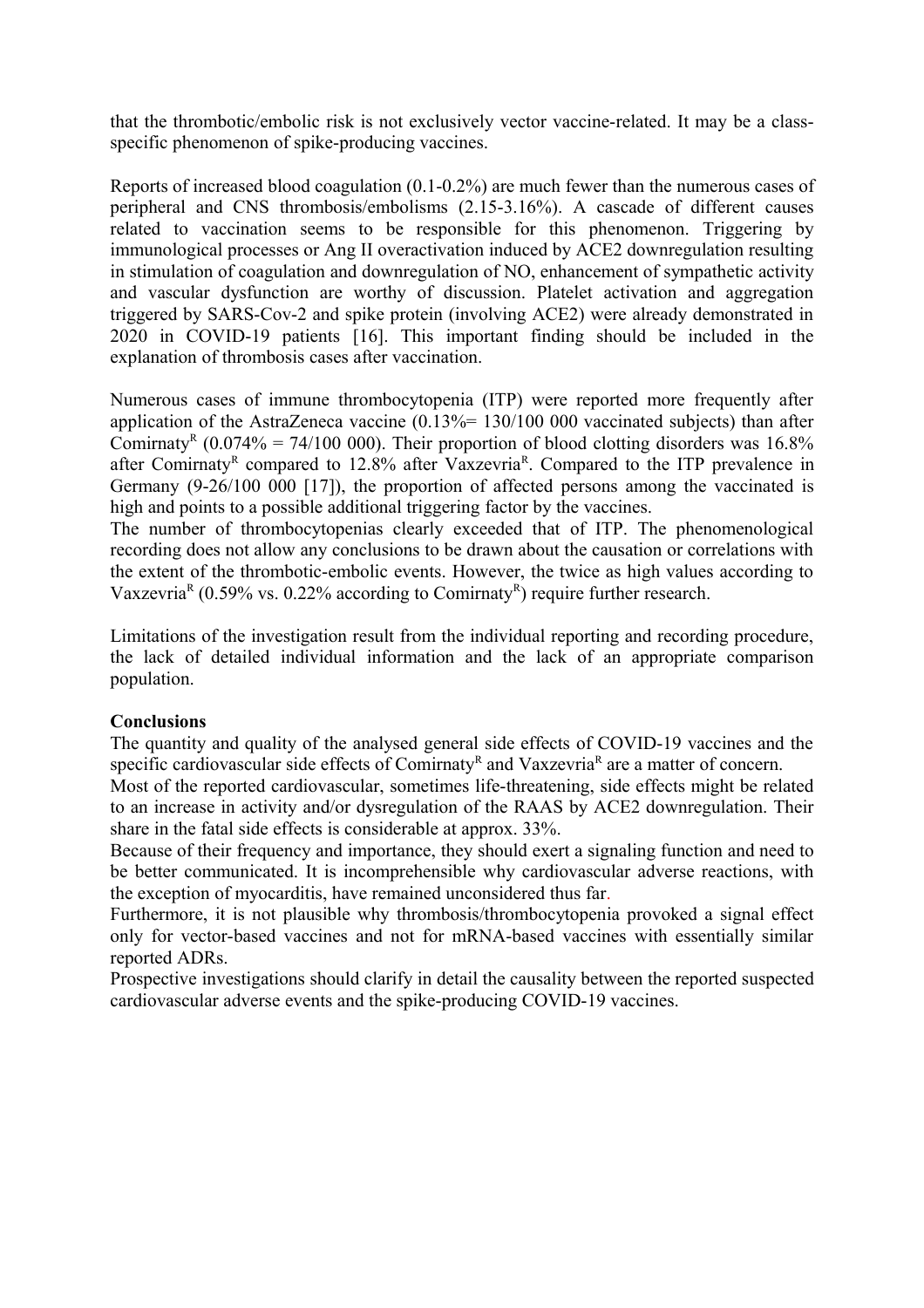that the thrombotic/embolic risk is not exclusively vector vaccine-related. It may be a class-specific phenomenon of spike-producing vaccines.

Reports of increased blood coagulation (0.1-0.2%) are much fewer than the numerous cases of peripheral and CNS thrombosis/embolisms (2.15-3.16%). A cascade of different causes related to vaccination seems to be responsible for this phenomenon. Triggering by immunological processes or Ang II overactivation induced by ACE2 downregulation resulting in stimulation of coagulation and downregulation of NO, enhancement of sympathetic activity and vascular dysfunction are worthy of discussion. Platelet activation and aggregation triggered by SARS-Cov-2 and spike protein (involving ACE2) were already demonstrated in 2020 in COVID-19 patients [16]. This important finding should be included in the explanation of thrombosis cases after vaccination.

Numerous cases of immune thrombocytopenia (ITP) were reported more frequently after application of the AstraZeneca vaccine (0.13%= 130/100 000 vaccinated subjects) than after Comirnaty[R] (0.074% = 74/100 000). Their proportion of blood clotting disorders was 16.8% after Comirnaty[R] compared to 12.8% after Vaxzevria[R]. Compared to the ITP prevalence in Germany (9-26/100 000 [17]), the proportion of affected persons among the vaccinated is high and points to a possible additional triggering factor by the vaccines.
The number of thrombocytopenias clearly exceeded that of ITP. The phenomenological recording does not allow any conclusions to be drawn about the causation or correlations with the extent of the thrombotic-embolic events. However, the twice as high values according to Vaxzevria[R] (0.59% vs. 0.22% according to Comirnaty[R]) require further research.

Limitations of the investigation result from the individual reporting and recording procedure, the lack of detailed individual information and the lack of an appropriate comparison population.

**Conclusions**

The quantity and quality of the analysed general side effects of COVID-19 vaccines and the specific cardiovascular side effects of Comirnaty[R] and Vaxzevria[R] are a matter of concern.
Most of the reported cardiovascular, sometimes life-threatening, side effects might be related to an increase in activity and/or dysregulation of the RAAS by ACE2 downregulation. Their share in the fatal side effects is considerable at approx. 33%.
Because of their frequency and importance, they should exert a signaling function and need to be better communicated. It is incomprehensible why cardiovascular adverse reactions, with the exception of myocarditis, have remained unconsidered thus far.
Furthermore, it is not plausible why thrombosis/thrombocytopenia provoked a signal effect only for vector-based vaccines and not for mRNA-based vaccines with essentially similar reported ADRs.
Prospective investigations should clarify in detail the causality between the reported suspected cardiovascular adverse events and the spike-producing COVID-19 vaccines.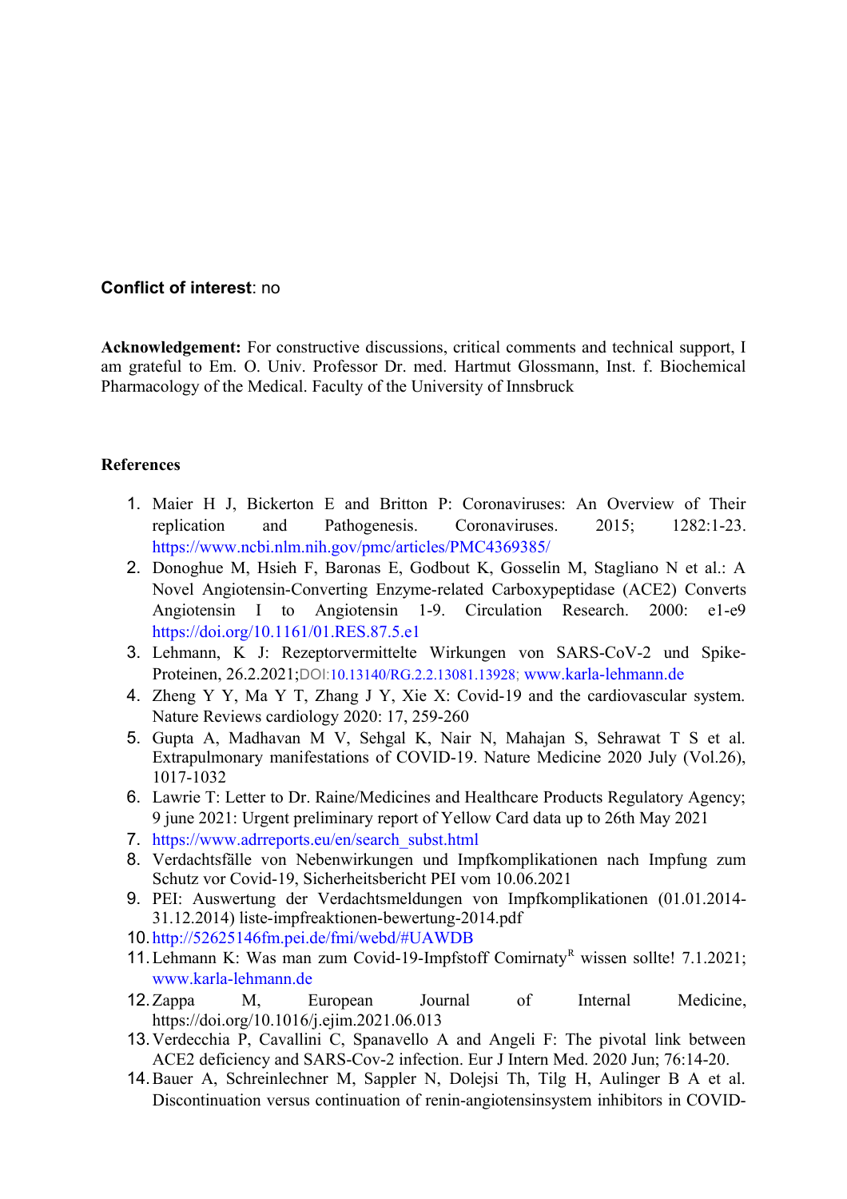**Conflict of interest**: no

**Acknowledgement:** For constructive discussions, critical comments and technical support, I am grateful to Em. O. Univ. Professor Dr. med. Hartmut Glossmann, Inst. f. Biochemical Pharmacology of the Medical. Faculty of the University of Innsbruck

**References**

1. Maier H J, Bickerton E and Britton P: Coronaviruses: An Overview of Their replication and Pathogenesis. Coronaviruses. 2015; 1282:1-23. https://www.ncbi.nlm.nih.gov/pmc/articles/PMC4369385/
2. Donoghue M, Hsieh F, Baronas E, Godbout K, Gosselin M, Stagliano N et al.: A Novel Angiotensin-Converting Enzyme-related Carboxypeptidase (ACE2) Converts Angiotensin I to Angiotensin 1-9. Circulation Research. 2000: e1-e9 https://doi.org/10.1161/01.RES.87.5.e1
3. Lehmann, K J: Rezeptorvermittelte Wirkungen von SARS-CoV-2 und Spike-Proteinen, 26.2.2021;DOI:10.13140/RG.2.2.13081.13928; www.karla-lehmann.de
4. Zheng Y Y, Ma Y T, Zhang J Y, Xie X: Covid-19 and the cardiovascular system. Nature Reviews cardiology 2020: 17, 259-260
5. Gupta A, Madhavan M V, Sehgal K, Nair N, Mahajan S, Sehrawat T S et al. Extrapulmonary manifestations of COVID-19. Nature Medicine 2020 July (Vol.26), 1017-1032
6. Lawrie T: Letter to Dr. Raine/Medicines and Healthcare Products Regulatory Agency; 9 june 2021: Urgent preliminary report of Yellow Card data up to 26th May 2021
7. https://www.adrreports.eu/en/search_subst.html
8. Verdachtsfälle von Nebenwirkungen und Impfkomplikationen nach Impfung zum Schutz vor Covid-19, Sicherheitsbericht PEI vom 10.06.2021
9. PEI: Auswertung der Verdachtsmeldungen von Impfkomplikationen (01.01.2014-31.12.2014) liste-impfreaktionen-bewertung-2014.pdf
10. http://52625146fm.pei.de/fmi/webd/#UAWDB
11. Lehmann K: Was man zum Covid-19-Impfstoff Comirnaty[R] wissen sollte! 7.1.2021; www.karla-lehmann.de
12. Zappa M, European Journal of Internal Medicine, https://doi.org/10.1016/j.ejim.2021.06.013
13. Verdecchia P, Cavallini C, Spanavello A and Angeli F: The pivotal link between ACE2 deficiency and SARS-Cov-2 infection. Eur J Intern Med. 2020 Jun; 76:14-20.
14. Bauer A, Schreinlechner M, Sappler N, Dolejsi Th, Tilg H, Aulinger B A et al. Discontinuation versus continuation of renin-angiotensinsystem inhibitors in COVID-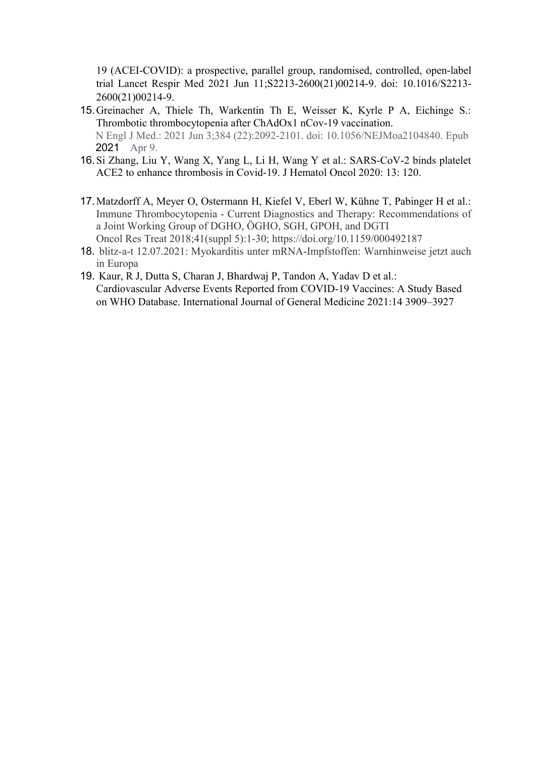19 (ACEI-COVID): a prospective, parallel group, randomised, controlled, open-label trial Lancet Respir Med 2021 Jun 11;S2213-2600(21)00214-9. doi: 10.1016/S2213-2600(21)00214-9.

15. Greinacher A, Thiele Th, Warkentin Th E, Weisser K, Kyrle P A, Eichinge S.: Thrombotic thrombocytopenia after ChAdOx1 nCov-19 vaccination. N Engl J Med.: 2021 Jun 3;384 (22):2092-2101. doi: 10.1056/NEJMoa2104840. Epub 2021 Apr 9.
16. Si Zhang, Liu Y, Wang X, Yang L, Li H, Wang Y et al.: SARS-CoV-2 binds platelet ACE2 to enhance thrombosis in Covid-19. J Hematol Oncol 2020: 13: 120.
17. Matzdorff A, Meyer O, Ostermann H, Kiefel V, Eberl W, Kühne T, Pabinger H et al.: Immune Thrombocytopenia - Current Diagnostics and Therapy: Recommendations of a Joint Working Group of DGHO, ÖGHO, SGH, GPOH, and DGTI Oncol Res Treat 2018;41(suppl 5):1-30; https://doi.org/10.1159/000492187
18. blitz-a-t 12.07.2021: Myokarditis unter mRNA-Impfstoffen: Warnhinweise jetzt auch in Europa
19. Kaur, R J, Dutta S, Charan J, Bhardwaj P, Tandon A, Yadav D et al.: Cardiovascular Adverse Events Reported from COVID-19 Vaccines: A Study Based on WHO Database. International Journal of General Medicine 2021:14 3909–3927